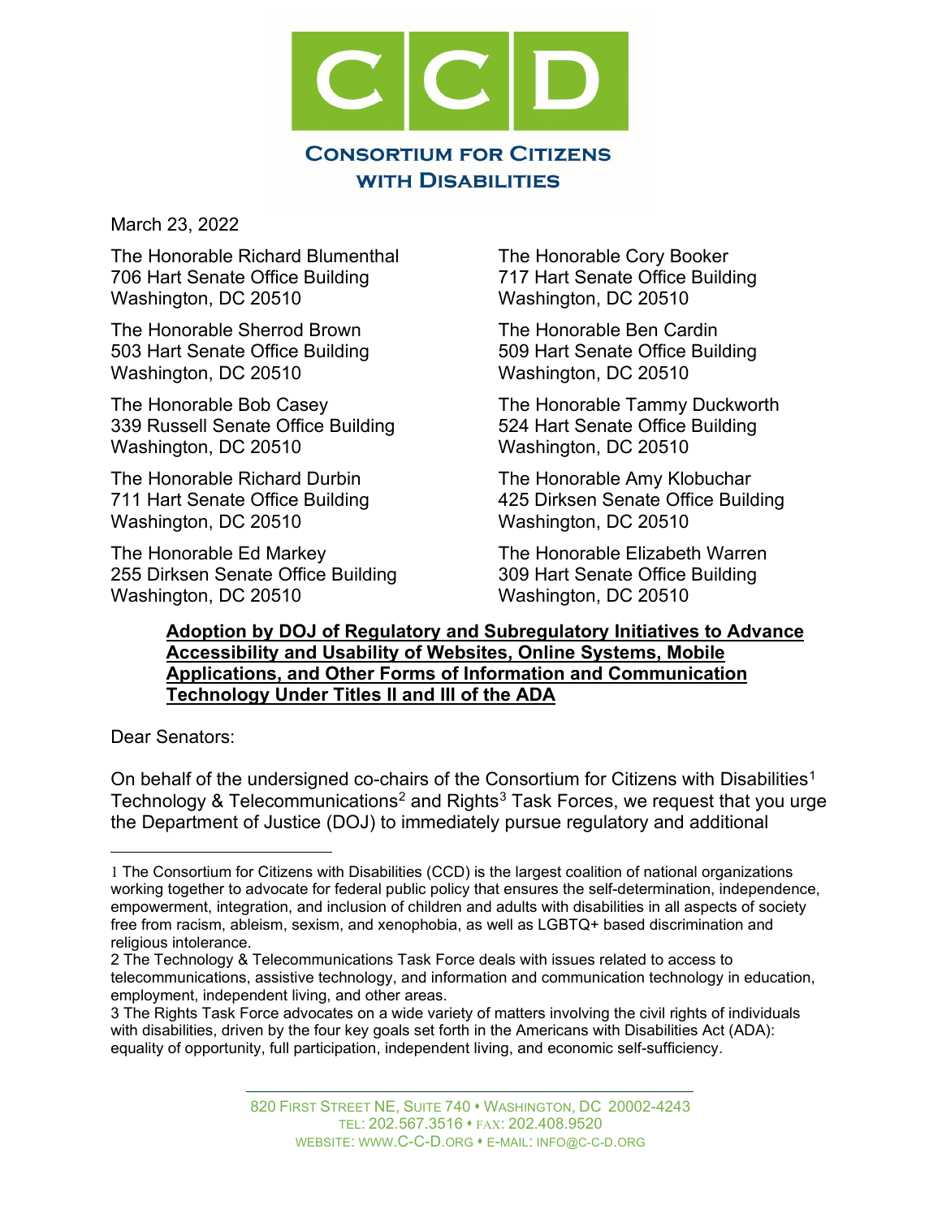# CCD

**CONSORTIUM FOR CITIZENS WITH DISABILITIES**

March 23, 2022

The Honorable Richard Blumenthal
706 Hart Senate Office Building
Washington, DC 20510

The Honorable Cory Booker
717 Hart Senate Office Building
Washington, DC 20510

The Honorable Sherrod Brown
503 Hart Senate Office Building
Washington, DC 20510

The Honorable Ben Cardin
509 Hart Senate Office Building
Washington, DC 20510

The Honorable Bob Casey
339 Russell Senate Office Building
Washington, DC 20510

The Honorable Tammy Duckworth
524 Hart Senate Office Building
Washington, DC 20510

The Honorable Richard Durbin
711 Hart Senate Office Building
Washington, DC 20510

The Honorable Amy Klobuchar
425 Dirksen Senate Office Building
Washington, DC 20510

The Honorable Ed Markey
255 Dirksen Senate Office Building
Washington, DC 20510

The Honorable Elizabeth Warren
309 Hart Senate Office Building
Washington, DC 20510

**Adoption by DOJ of Regulatory and Subregulatory Initiatives to Advance Accessibility and Usability of Websites, Online Systems, Mobile Applications, and Other Forms of Information and Communication Technology Under Titles II and III of the ADA**

Dear Senators:

On behalf of the undersigned co-chairs of the Consortium for Citizens with Disabilities[1] Technology & Telecommunications[2] and Rights[3] Task Forces, we request that you urge the Department of Justice (DOJ) to immediately pursue regulatory and additional

---

1 The Consortium for Citizens with Disabilities (CCD) is the largest coalition of national organizations working together to advocate for federal public policy that ensures the self-determination, independence, empowerment, integration, and inclusion of children and adults with disabilities in all aspects of society free from racism, ableism, sexism, and xenophobia, as well as LGBTQ+ based discrimination and religious intolerance.

2 The Technology & Telecommunications Task Force deals with issues related to access to telecommunications, assistive technology, and information and communication technology in education, employment, independent living, and other areas.

3 The Rights Task Force advocates on a wide variety of matters involving the civil rights of individuals with disabilities, driven by the four key goals set forth in the Americans with Disabilities Act (ADA): equality of opportunity, full participation, independent living, and economic self-sufficiency.

820 FIRST STREET NE, SUITE 740 • WASHINGTON, DC 20002-4243
TEL: 202.567.3516 • FAX: 202.408.9520
WEBSITE: WWW.C-C-D.ORG • E-MAIL: INFO@C-C-D.ORG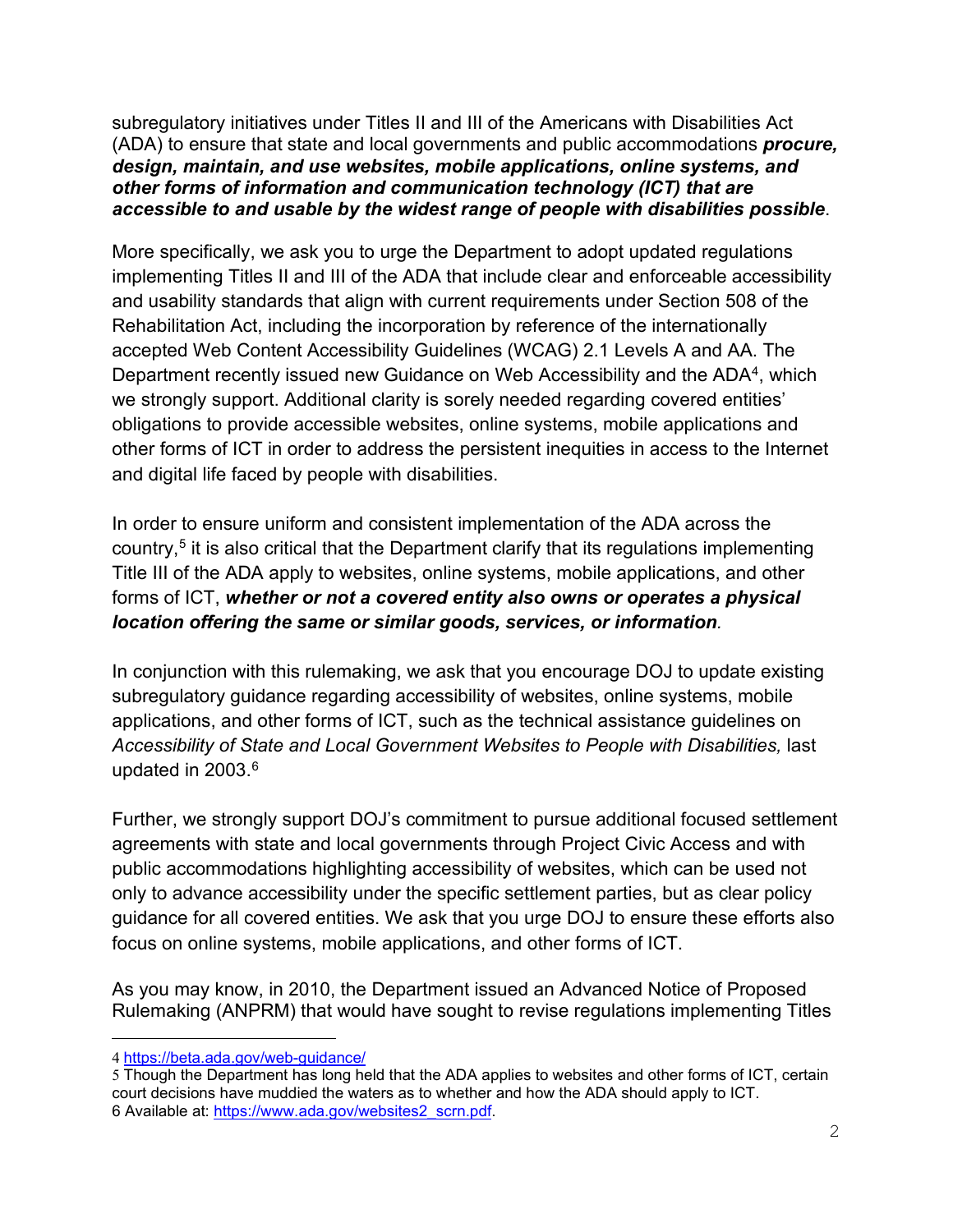subregulatory initiatives under Titles II and III of the Americans with Disabilities Act (ADA) to ensure that state and local governments and public accommodations ***procure, design, maintain, and use websites, mobile applications, online systems, and other forms of information and communication technology (ICT) that are accessible to and usable by the widest range of people with disabilities possible***.

More specifically, we ask you to urge the Department to adopt updated regulations implementing Titles II and III of the ADA that include clear and enforceable accessibility and usability standards that align with current requirements under Section 508 of the Rehabilitation Act, including the incorporation by reference of the internationally accepted Web Content Accessibility Guidelines (WCAG) 2.1 Levels A and AA. The Department recently issued new Guidance on Web Accessibility and the ADA[4], which we strongly support. Additional clarity is sorely needed regarding covered entities' obligations to provide accessible websites, online systems, mobile applications and other forms of ICT in order to address the persistent inequities in access to the Internet and digital life faced by people with disabilities.

In order to ensure uniform and consistent implementation of the ADA across the country,[5] it is also critical that the Department clarify that its regulations implementing Title III of the ADA apply to websites, online systems, mobile applications, and other forms of ICT, ***whether or not a covered entity also owns or operates a physical location offering the same or similar goods, services, or information***.

In conjunction with this rulemaking, we ask that you encourage DOJ to update existing subregulatory guidance regarding accessibility of websites, online systems, mobile applications, and other forms of ICT, such as the technical assistance guidelines on *Accessibility of State and Local Government Websites to People with Disabilities,* last updated in 2003.[6]

Further, we strongly support DOJ's commitment to pursue additional focused settlement agreements with state and local governments through Project Civic Access and with public accommodations highlighting accessibility of websites, which can be used not only to advance accessibility under the specific settlement parties, but as clear policy guidance for all covered entities. We ask that you urge DOJ to ensure these efforts also focus on online systems, mobile applications, and other forms of ICT.

As you may know, in 2010, the Department issued an Advanced Notice of Proposed Rulemaking (ANPRM) that would have sought to revise regulations implementing Titles

---

4 https://beta.ada.gov/web-guidance/

5 Though the Department has long held that the ADA applies to websites and other forms of ICT, certain court decisions have muddied the waters as to whether and how the ADA should apply to ICT.

6 Available at: https://www.ada.gov/websites2_scrn.pdf.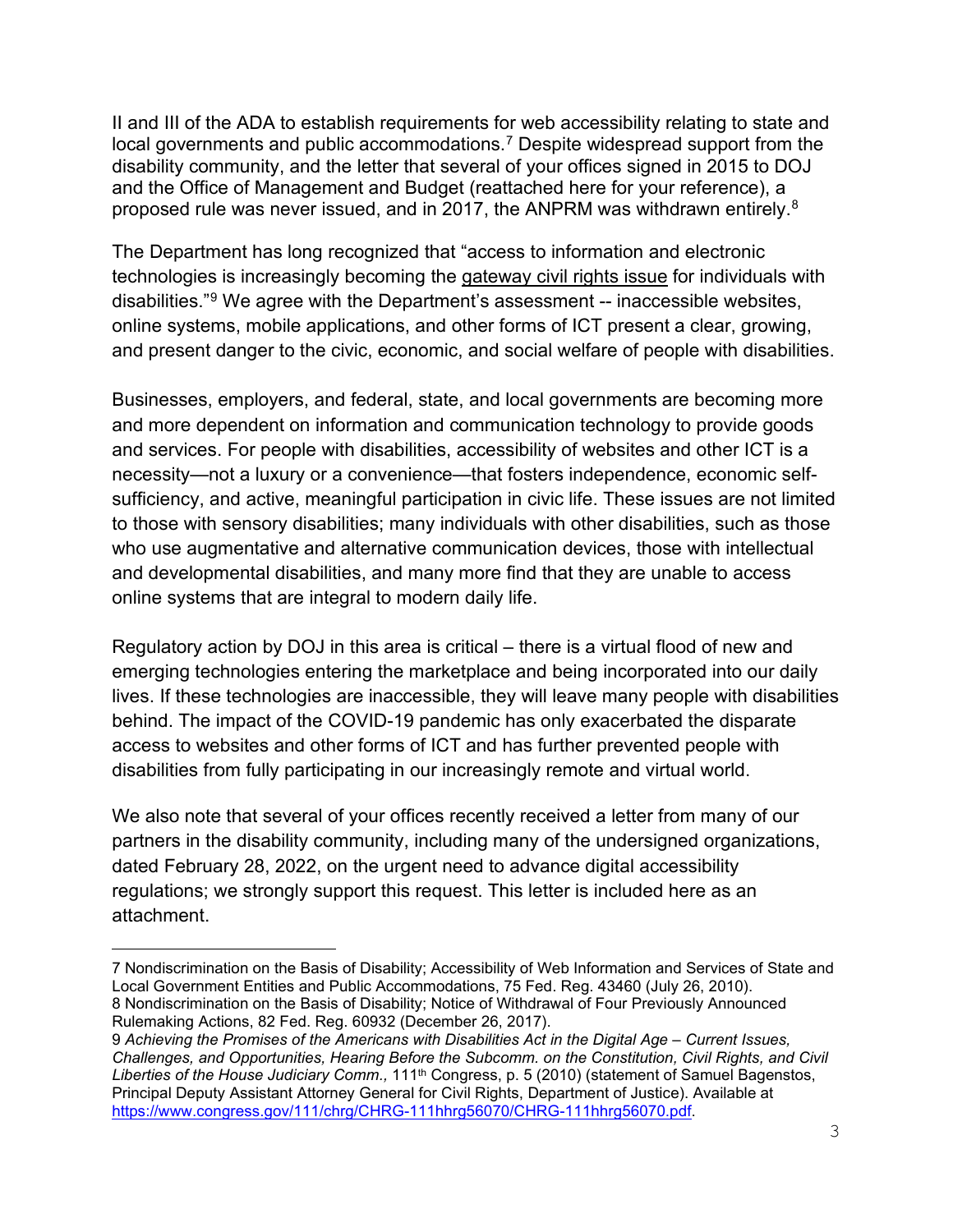II and III of the ADA to establish requirements for web accessibility relating to state and local governments and public accommodations.[7] Despite widespread support from the disability community, and the letter that several of your offices signed in 2015 to DOJ and the Office of Management and Budget (reattached here for your reference), a proposed rule was never issued, and in 2017, the ANPRM was withdrawn entirely.[8]

The Department has long recognized that "access to information and electronic technologies is increasingly becoming the gateway civil rights issue for individuals with disabilities."[9] We agree with the Department's assessment -- inaccessible websites, online systems, mobile applications, and other forms of ICT present a clear, growing, and present danger to the civic, economic, and social welfare of people with disabilities.

Businesses, employers, and federal, state, and local governments are becoming more and more dependent on information and communication technology to provide goods and services. For people with disabilities, accessibility of websites and other ICT is a necessity—not a luxury or a convenience—that fosters independence, economic self-sufficiency, and active, meaningful participation in civic life. These issues are not limited to those with sensory disabilities; many individuals with other disabilities, such as those who use augmentative and alternative communication devices, those with intellectual and developmental disabilities, and many more find that they are unable to access online systems that are integral to modern daily life.

Regulatory action by DOJ in this area is critical – there is a virtual flood of new and emerging technologies entering the marketplace and being incorporated into our daily lives. If these technologies are inaccessible, they will leave many people with disabilities behind. The impact of the COVID-19 pandemic has only exacerbated the disparate access to websites and other forms of ICT and has further prevented people with disabilities from fully participating in our increasingly remote and virtual world.

We also note that several of your offices recently received a letter from many of our partners in the disability community, including many of the undersigned organizations, dated February 28, 2022, on the urgent need to advance digital accessibility regulations; we strongly support this request. This letter is included here as an attachment.

---

7 Nondiscrimination on the Basis of Disability; Accessibility of Web Information and Services of State and Local Government Entities and Public Accommodations, 75 Fed. Reg. 43460 (July 26, 2010).

8 Nondiscrimination on the Basis of Disability; Notice of Withdrawal of Four Previously Announced Rulemaking Actions, 82 Fed. Reg. 60932 (December 26, 2017).

9 *Achieving the Promises of the Americans with Disabilities Act in the Digital Age – Current Issues, Challenges, and Opportunities, Hearing Before the Subcomm. on the Constitution, Civil Rights, and Civil Liberties of the House Judiciary Comm.,* 111th Congress, p. 5 (2010) (statement of Samuel Bagenstos, Principal Deputy Assistant Attorney General for Civil Rights, Department of Justice). Available at https://www.congress.gov/111/chrg/CHRG-111hhrg56070/CHRG-111hhrg56070.pdf.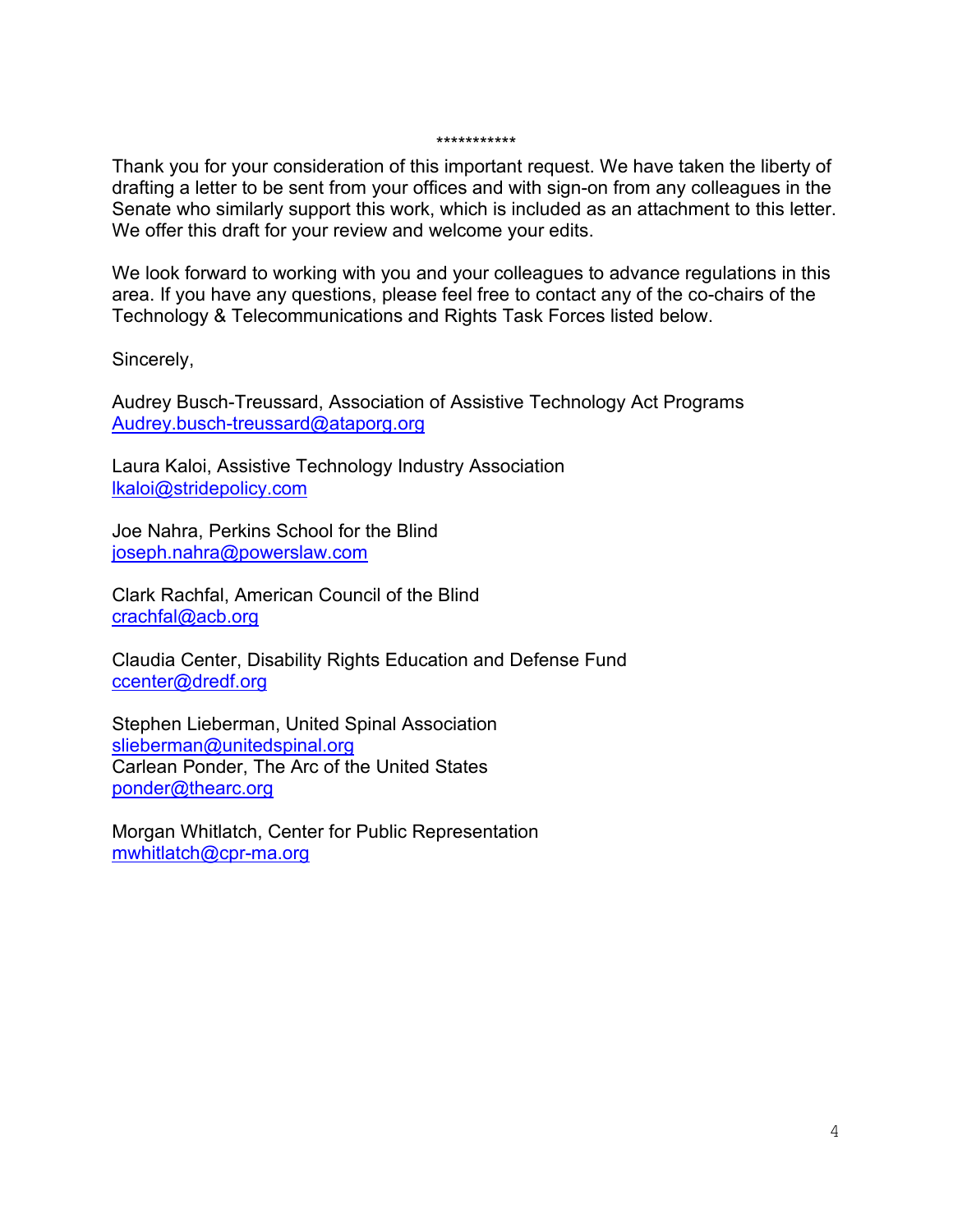***********

Thank you for your consideration of this important request. We have taken the liberty of drafting a letter to be sent from your offices and with sign-on from any colleagues in the Senate who similarly support this work, which is included as an attachment to this letter. We offer this draft for your review and welcome your edits.

We look forward to working with you and your colleagues to advance regulations in this area. If you have any questions, please feel free to contact any of the co-chairs of the Technology & Telecommunications and Rights Task Forces listed below.

Sincerely,

Audrey Busch-Treussard, Association of Assistive Technology Act Programs
Audrey.busch-treussard@ataporg.org

Laura Kaloi, Assistive Technology Industry Association
lkaloi@stridepolicy.com

Joe Nahra, Perkins School for the Blind
joseph.nahra@powerslaw.com

Clark Rachfal, American Council of the Blind
crachfal@acb.org

Claudia Center, Disability Rights Education and Defense Fund
ccenter@dredf.org

Stephen Lieberman, United Spinal Association
slieberman@unitedspinal.org
Carlean Ponder, The Arc of the United States
ponder@thearc.org

Morgan Whitlatch, Center for Public Representation
mwhitlatch@cpr-ma.org